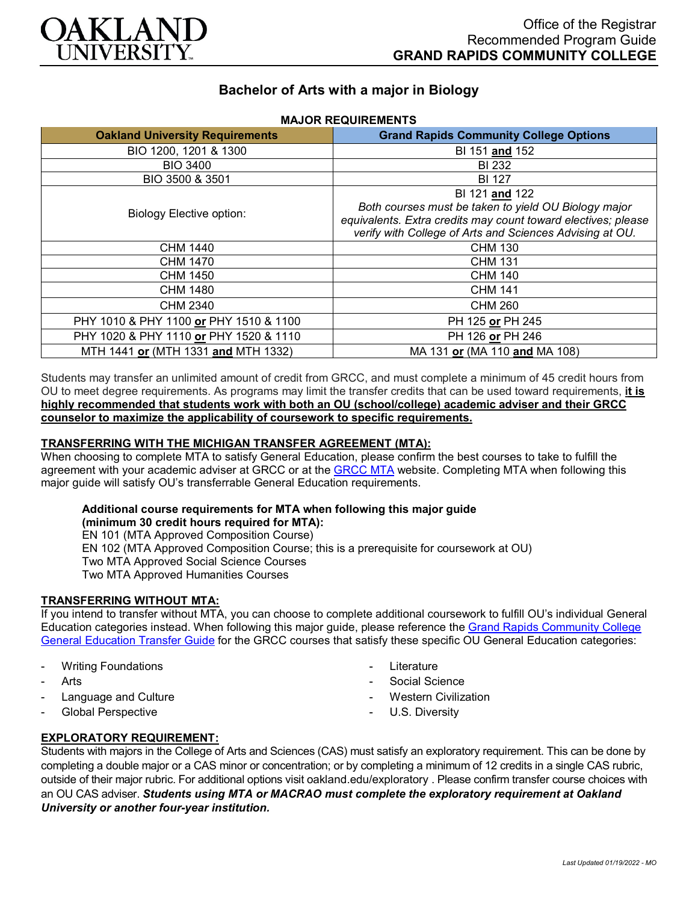Office of the Registrar
Recommended Program Guide
**GRAND RAPIDS COMMUNITY COLLEGE**

# Bachelor of Arts with a major in Biology

**MAJOR REQUIREMENTS**

| Oakland University Requirements | Grand Rapids Community College Options |
|---|---|
| BIO 1200, 1201 & 1300 | BI 151 **and** 152 |
| BIO 3400 | BI 232 |
| BIO 3500 & 3501 | BI 127 |
| Biology Elective option: | BI 121 **and** 122 *Both courses must be taken to yield OU Biology major equivalents. Extra credits may count toward electives; please verify with College of Arts and Sciences Advising at OU.* |
| CHM 1440 | CHM 130 |
| CHM 1470 | CHM 131 |
| CHM 1450 | CHM 140 |
| CHM 1480 | CHM 141 |
| CHM 2340 | CHM 260 |
| PHY 1010 & PHY 1100 **or** PHY 1510 & 1100 | PH 125 **or** PH 245 |
| PHY 1020 & PHY 1110 **or** PHY 1520 & 1110 | PH 126 **or** PH 246 |
| MTH 1441 **or** (MTH 1331 **and** MTH 1332) | MA 131 **or** (MA 110 **and** MA 108) |

Students may transfer an unlimited amount of credit from GRCC, and must complete a minimum of 45 credit hours from OU to meet degree requirements. As programs may limit the transfer credits that can be used toward requirements, **it is highly recommended that students work with both an OU (school/college) academic adviser and their GRCC counselor to maximize the applicability of coursework to specific requirements.**

## TRANSFERRING WITH THE MICHIGAN TRANSFER AGREEMENT (MTA):

When choosing to complete MTA to satisfy General Education, please confirm the best courses to take to fulfill the agreement with your academic adviser at GRCC or at the GRCC MTA website. Completing MTA when following this major guide will satisfy OU's transferrable General Education requirements.

**Additional course requirements for MTA when following this major guide (minimum 30 credit hours required for MTA):**
EN 101 (MTA Approved Composition Course)
EN 102 (MTA Approved Composition Course; this is a prerequisite for coursework at OU)
Two MTA Approved Social Science Courses
Two MTA Approved Humanities Courses

## TRANSFERRING WITHOUT MTA:

If you intend to transfer without MTA, you can choose to complete additional coursework to fulfill OU's individual General Education categories instead. When following this major guide, please reference the Grand Rapids Community College General Education Transfer Guide for the GRCC courses that satisfy these specific OU General Education categories:

- Writing Foundations
- Arts
- Language and Culture
- Global Perspective
- Literature
- Social Science
- Western Civilization
- U.S. Diversity

## EXPLORATORY REQUIREMENT:

Students with majors in the College of Arts and Sciences (CAS) must satisfy an exploratory requirement. This can be done by completing a double major or a CAS minor or concentration; or by completing a minimum of 12 credits in a single CAS rubric, outside of their major rubric. For additional options visit oakland.edu/exploratory . Please confirm transfer course choices with an OU CAS adviser. ***Students using MTA or MACRAO must complete the exploratory requirement at Oakland University or another four-year institution.***

*Last Updated 01/19/2022 - MO*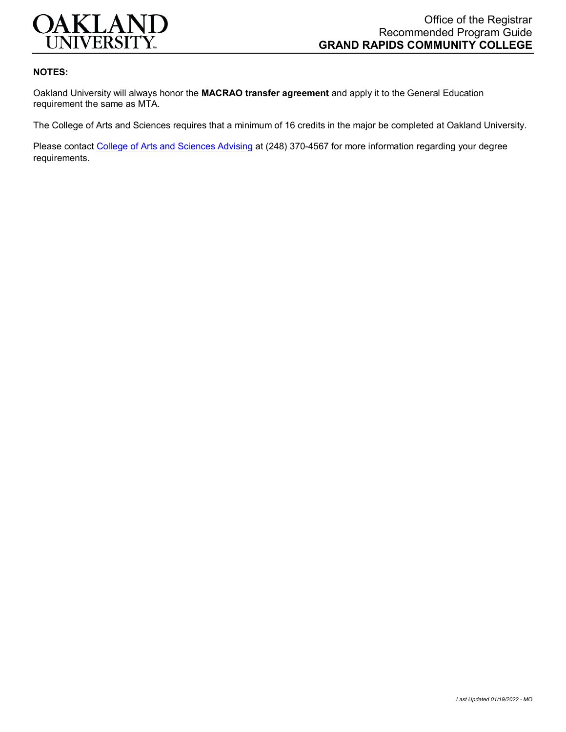**NOTES:**

Oakland University will always honor the **MACRAO transfer agreement** and apply it to the General Education requirement the same as MTA.

The College of Arts and Sciences requires that a minimum of 16 credits in the major be completed at Oakland University.

Please contact College of Arts and Sciences Advising at (248) 370-4567 for more information regarding your degree requirements.

*Last Updated 01/19/2022 - MO*